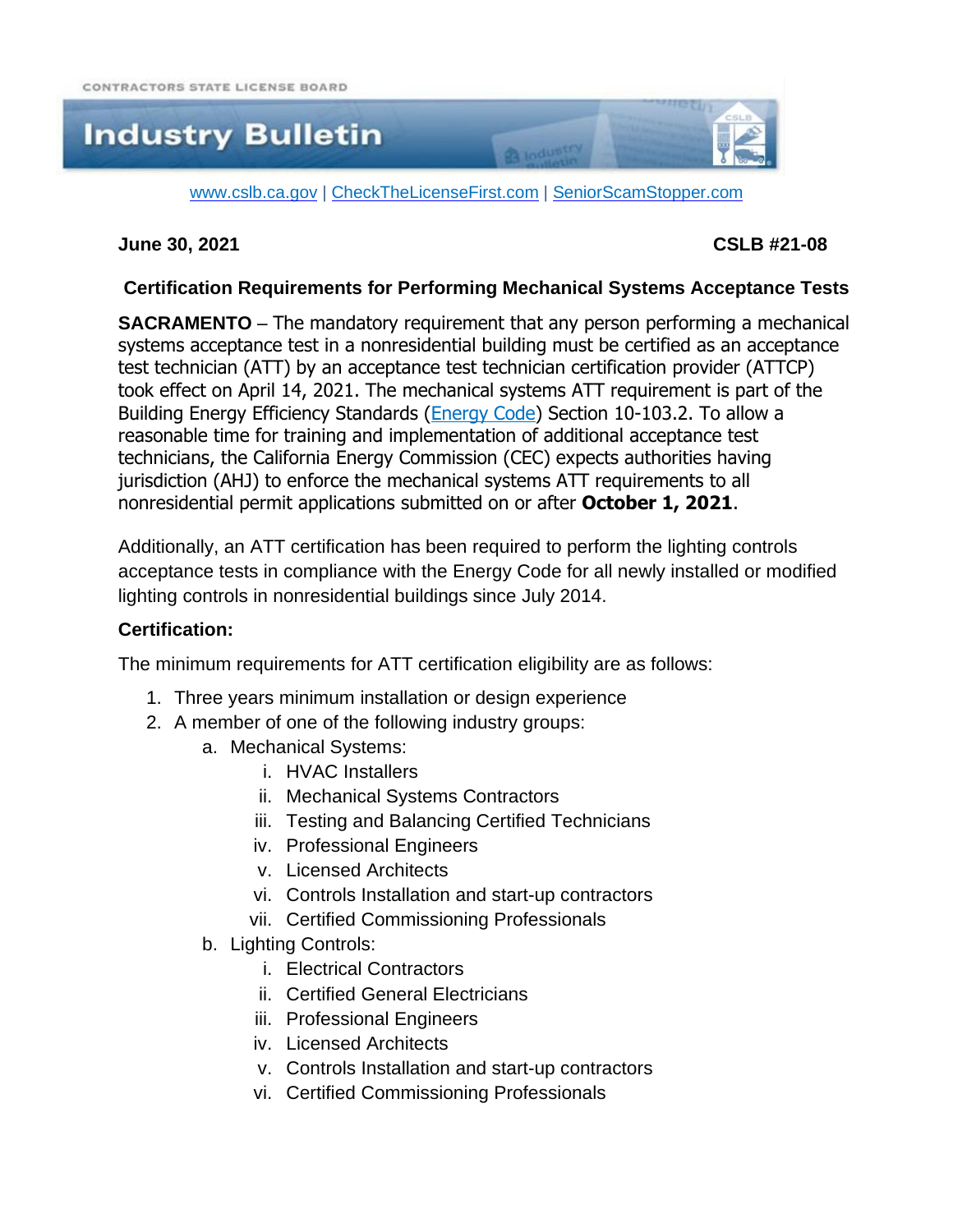CONTRACTORS STATE LICENSE BOARD

# Industry Bulletin

www.cslb.ca.gov | CheckTheLicenseFirst.com | SeniorScamStopper.com

**June 30, 2021** **CSLB #21-08**

## Certification Requirements for Performing Mechanical Systems Acceptance Tests

**SACRAMENTO** – The mandatory requirement that any person performing a mechanical systems acceptance test in a nonresidential building must be certified as an acceptance test technician (ATT) by an acceptance test technician certification provider (ATTCP) took effect on April 14, 2021. The mechanical systems ATT requirement is part of the Building Energy Efficiency Standards (Energy Code) Section 10-103.2. To allow a reasonable time for training and implementation of additional acceptance test technicians, the California Energy Commission (CEC) expects authorities having jurisdiction (AHJ) to enforce the mechanical systems ATT requirements to all nonresidential permit applications submitted on or after **October 1, 2021**.

Additionally, an ATT certification has been required to perform the lighting controls acceptance tests in compliance with the Energy Code for all newly installed or modified lighting controls in nonresidential buildings since July 2014.

**Certification:**

The minimum requirements for ATT certification eligibility are as follows:

1. Three years minimum installation or design experience
2. A member of one of the following industry groups:
   a. Mechanical Systems:
      i. HVAC Installers
      ii. Mechanical Systems Contractors
      iii. Testing and Balancing Certified Technicians
      iv. Professional Engineers
      v. Licensed Architects
      vi. Controls Installation and start-up contractors
      vii. Certified Commissioning Professionals
   b. Lighting Controls:
      i. Electrical Contractors
      ii. Certified General Electricians
      iii. Professional Engineers
      iv. Licensed Architects
      v. Controls Installation and start-up contractors
      vi. Certified Commissioning Professionals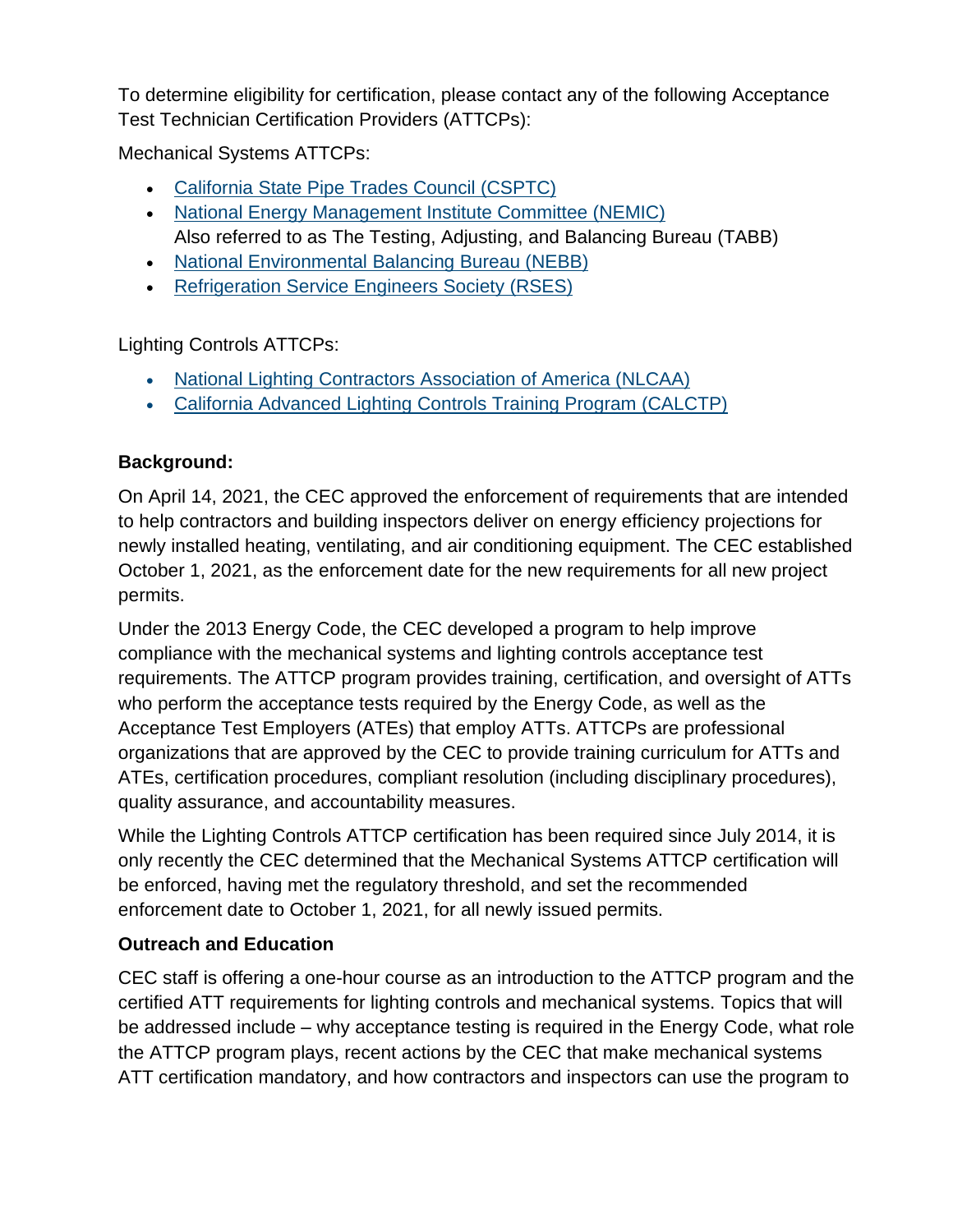To determine eligibility for certification, please contact any of the following Acceptance Test Technician Certification Providers (ATTCPs):

Mechanical Systems ATTCPs:

- California State Pipe Trades Council (CSPTC)
- National Energy Management Institute Committee (NEMIC)
  Also referred to as The Testing, Adjusting, and Balancing Bureau (TABB)
- National Environmental Balancing Bureau (NEBB)
- Refrigeration Service Engineers Society (RSES)

Lighting Controls ATTCPs:

- National Lighting Contractors Association of America (NLCAA)
- California Advanced Lighting Controls Training Program (CALCTP)

**Background:**

On April 14, 2021, the CEC approved the enforcement of requirements that are intended to help contractors and building inspectors deliver on energy efficiency projections for newly installed heating, ventilating, and air conditioning equipment. The CEC established October 1, 2021, as the enforcement date for the new requirements for all new project permits.

Under the 2013 Energy Code, the CEC developed a program to help improve compliance with the mechanical systems and lighting controls acceptance test requirements. The ATTCP program provides training, certification, and oversight of ATTs who perform the acceptance tests required by the Energy Code, as well as the Acceptance Test Employers (ATEs) that employ ATTs. ATTCPs are professional organizations that are approved by the CEC to provide training curriculum for ATTs and ATEs, certification procedures, compliant resolution (including disciplinary procedures), quality assurance, and accountability measures.

While the Lighting Controls ATTCP certification has been required since July 2014, it is only recently the CEC determined that the Mechanical Systems ATTCP certification will be enforced, having met the regulatory threshold, and set the recommended enforcement date to October 1, 2021, for all newly issued permits.

**Outreach and Education**

CEC staff is offering a one-hour course as an introduction to the ATTCP program and the certified ATT requirements for lighting controls and mechanical systems. Topics that will be addressed include – why acceptance testing is required in the Energy Code, what role the ATTCP program plays, recent actions by the CEC that make mechanical systems ATT certification mandatory, and how contractors and inspectors can use the program to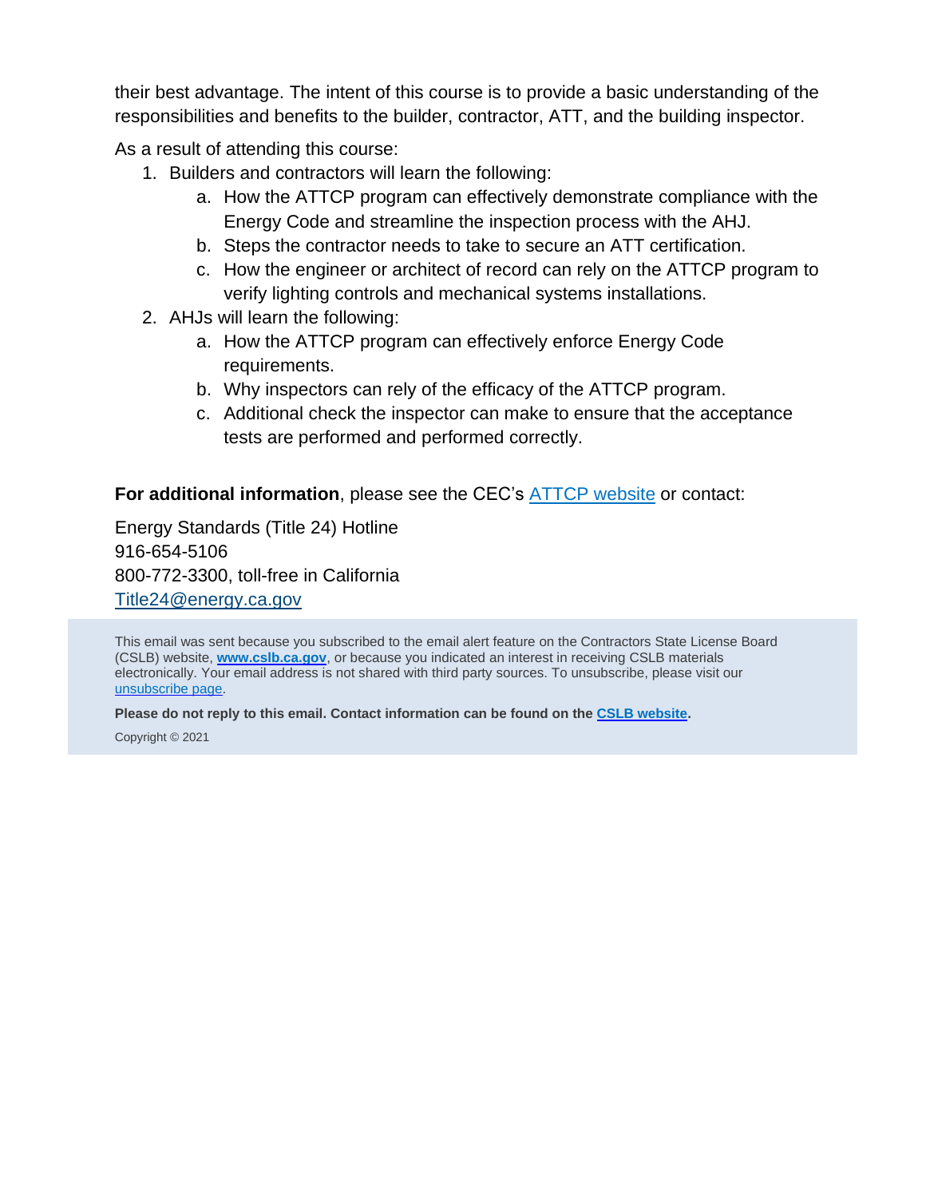their best advantage. The intent of this course is to provide a basic understanding of the responsibilities and benefits to the builder, contractor, ATT, and the building inspector.

As a result of attending this course:

1. Builders and contractors will learn the following:
   a. How the ATTCP program can effectively demonstrate compliance with the Energy Code and streamline the inspection process with the AHJ.
   b. Steps the contractor needs to take to secure an ATT certification.
   c. How the engineer or architect of record can rely on the ATTCP program to verify lighting controls and mechanical systems installations.
2. AHJs will learn the following:
   a. How the ATTCP program can effectively enforce Energy Code requirements.
   b. Why inspectors can rely of the efficacy of the ATTCP program.
   c. Additional check the inspector can make to ensure that the acceptance tests are performed and performed correctly.

**For additional information**, please see the CEC's ATTCP website or contact:

Energy Standards (Title 24) Hotline
916-654-5106
800-772-3300, toll-free in California
Title24@energy.ca.gov

This email was sent because you subscribed to the email alert feature on the Contractors State License Board (CSLB) website, **www.cslb.ca.gov**, or because you indicated an interest in receiving CSLB materials electronically. Your email address is not shared with third party sources. To unsubscribe, please visit our unsubscribe page.

**Please do not reply to this email. Contact information can be found on the CSLB website.**

Copyright © 2021